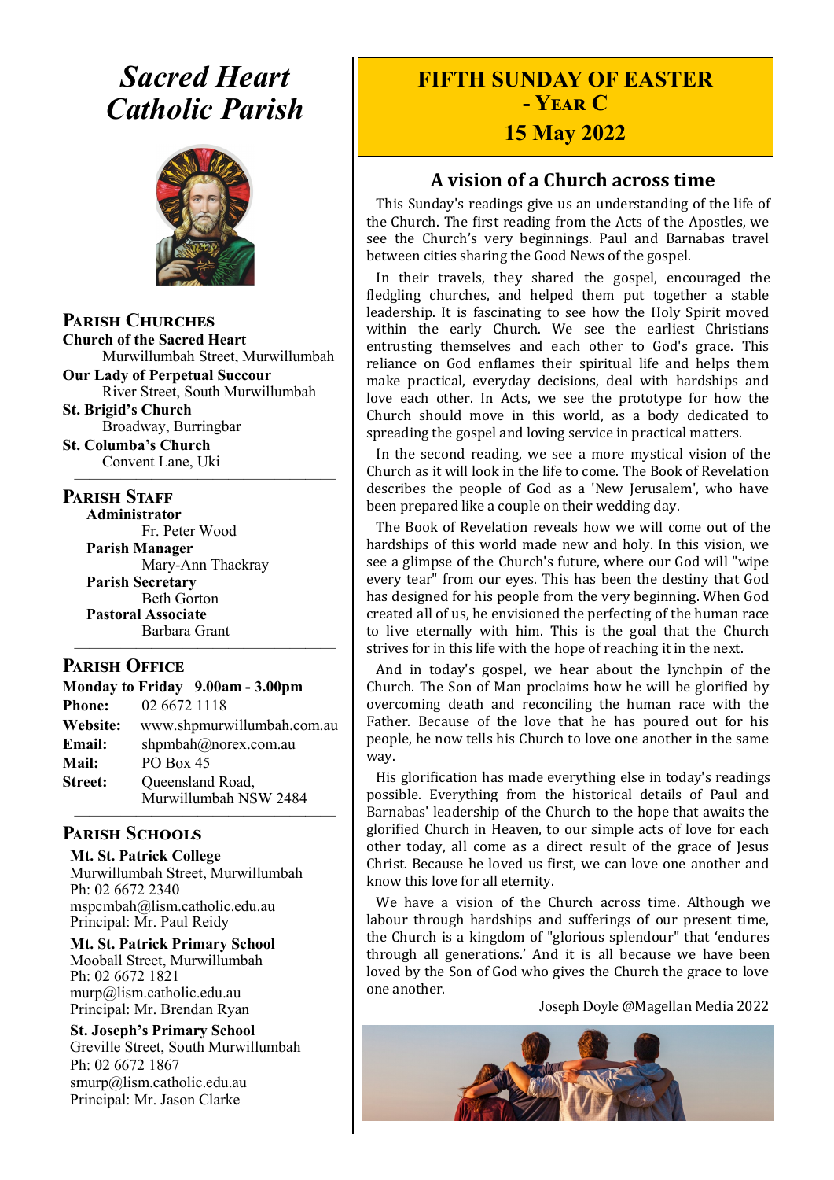# *Sacred Heart Catholic Parish*

## Parish Churches

**Church of the Sacred Heart**
Murwillumbah Street, Murwillumbah

**Our Lady of Perpetual Succour**
River Street, South Murwillumbah

**St. Brigid's Church**
Broadway, Burringbar

**St. Columba's Church**
Convent Lane, Uki

## Parish Staff

**Administrator**
Fr. Peter Wood

**Parish Manager**
Mary-Ann Thackray

**Parish Secretary**
Beth Gorton

**Pastoral Associate**
Barbara Grant

## Parish Office

**Monday to Friday 9.00am - 3.00pm**

**Phone:** 02 6672 1118
**Website:** www.shpmurwillumbah.com.au
**Email:** shpmbah@norex.com.au
**Mail:** PO Box 45
**Street:** Queensland Road, Murwillumbah NSW 2484

## Parish Schools

**Mt. St. Patrick College**
Murwillumbah Street, Murwillumbah
Ph: 02 6672 2340
mspcmbah@lism.catholic.edu.au
Principal: Mr. Paul Reidy

**Mt. St. Patrick Primary School**
Mooball Street, Murwillumbah
Ph: 02 6672 1821
murp@lism.catholic.edu.au
Principal: Mr. Brendan Ryan

**St. Joseph's Primary School**
Greville Street, South Murwillumbah
Ph: 02 6672 1867
smurp@lism.catholic.edu.au
Principal: Mr. Jason Clarke

# FIFTH SUNDAY OF EASTER - YEAR C
## 15 May 2022

## A vision of a Church across time

This Sunday's readings give us an understanding of the life of the Church. The first reading from the Acts of the Apostles, we see the Church's very beginnings. Paul and Barnabas travel between cities sharing the Good News of the gospel.

In their travels, they shared the gospel, encouraged the fledgling churches, and helped them put together a stable leadership. It is fascinating to see how the Holy Spirit moved within the early Church. We see the earliest Christians entrusting themselves and each other to God's grace. This reliance on God enflames their spiritual life and helps them make practical, everyday decisions, deal with hardships and love each other. In Acts, we see the prototype for how the Church should move in this world, as a body dedicated to spreading the gospel and loving service in practical matters.

In the second reading, we see a more mystical vision of the Church as it will look in the life to come. The Book of Revelation describes the people of God as a 'New Jerusalem', who have been prepared like a couple on their wedding day.

The Book of Revelation reveals how we will come out of the hardships of this world made new and holy. In this vision, we see a glimpse of the Church's future, where our God will "wipe every tear" from our eyes. This has been the destiny that God has designed for his people from the very beginning. When God created all of us, he envisioned the perfecting of the human race to live eternally with him. This is the goal that the Church strives for in this life with the hope of reaching it in the next.

And in today's gospel, we hear about the lynchpin of the Church. The Son of Man proclaims how he will be glorified by overcoming death and reconciling the human race with the Father. Because of the love that he has poured out for his people, he now tells his Church to love one another in the same way.

His glorification has made everything else in today's readings possible. Everything from the historical details of Paul and Barnabas' leadership of the Church to the hope that awaits the glorified Church in Heaven, to our simple acts of love for each other today, all come as a direct result of the grace of Jesus Christ. Because he loved us first, we can love one another and know this love for all eternity.

We have a vision of the Church across time. Although we labour through hardships and sufferings of our present time, the Church is a kingdom of "glorious splendour" that 'endures through all generations.' And it is all because we have been loved by the Son of God who gives the Church the grace to love one another.

Joseph Doyle @Magellan Media 2022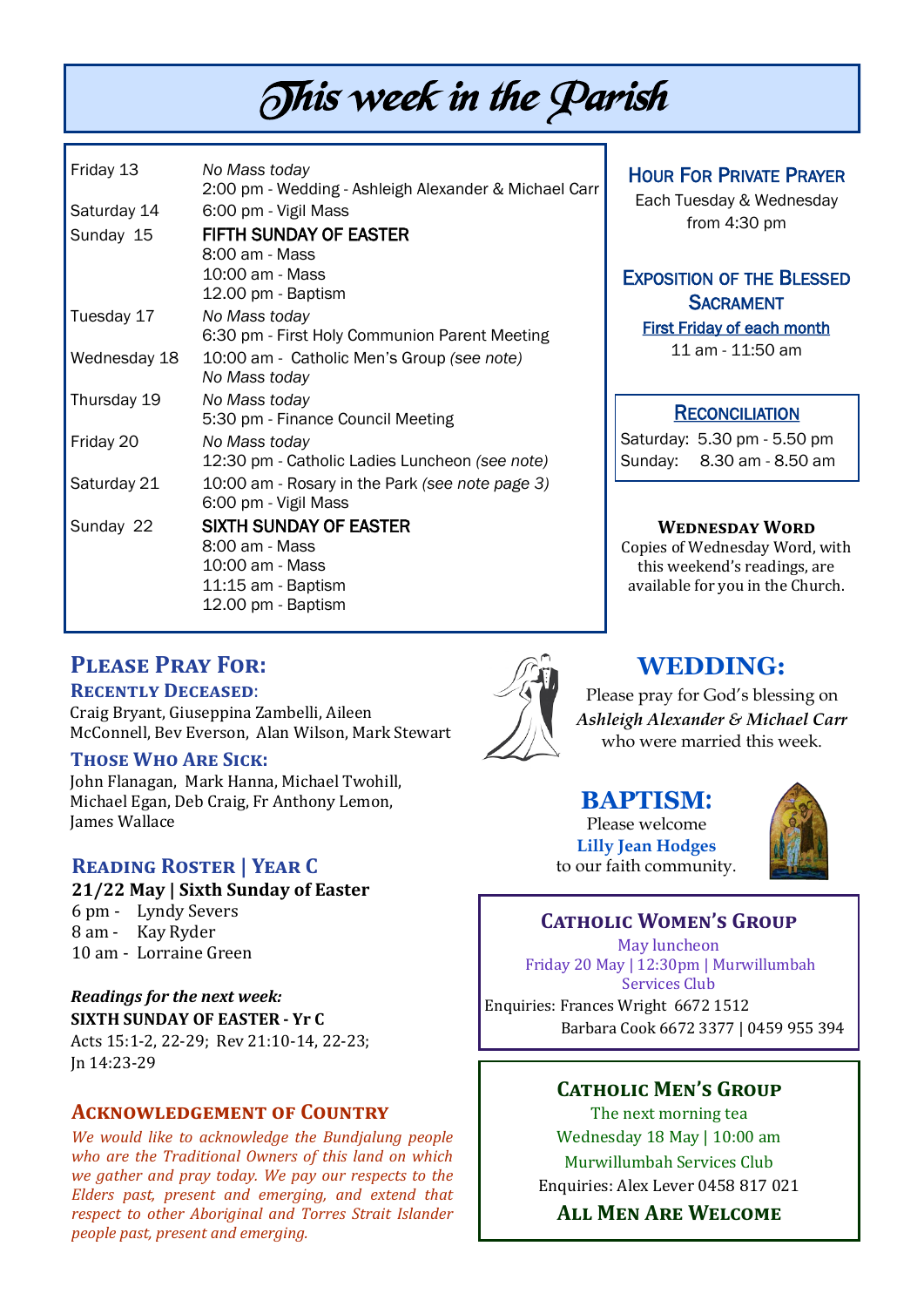# This week in the Parish

| | |
|---|---|
| Friday 13 | *No Mass today*<br>2:00 pm - Wedding - Ashleigh Alexander & Michael Carr |
| Saturday 14 | 6:00 pm - Vigil Mass |
| Sunday 15 | FIFTH SUNDAY OF EASTER<br>8:00 am - Mass<br>10:00 am - Mass<br>12.00 pm - Baptism |
| Tuesday 17 | *No Mass today*<br>6:30 pm - First Holy Communion Parent Meeting |
| Wednesday 18 | 10:00 am - Catholic Men's Group *(see note)*<br>*No Mass today* |
| Thursday 19 | *No Mass today*<br>5:30 pm - Finance Council Meeting |
| Friday 20 | *No Mass today*<br>12:30 pm - Catholic Ladies Luncheon *(see note)* |
| Saturday 21 | 10:00 am - Rosary in the Park *(see note page 3)*<br>6:00 pm - Vigil Mass |
| Sunday 22 | SIXTH SUNDAY OF EASTER<br>8:00 am - Mass<br>10:00 am - Mass<br>11:15 am - Baptism<br>12.00 pm - Baptism |

## Hour For Private Prayer

Each Tuesday & Wednesday from 4:30 pm

## Exposition of the Blessed Sacrament

First Friday of each month

11 am - 11:50 am

## Reconciliation

Saturday: 5.30 pm - 5.50 pm

Sunday: 8.30 am - 8.50 am

### Wednesday Word

Copies of Wednesday Word, with this weekend's readings, are available for you in the Church.

## Please Pray For:

### Recently Deceased:

Craig Bryant, Giuseppina Zambelli, Aileen McConnell, Bev Everson, Alan Wilson, Mark Stewart

### Those Who Are Sick:

John Flanagan, Mark Hanna, Michael Twohill, Michael Egan, Deb Craig, Fr Anthony Lemon, James Wallace

## Wedding:

Please pray for God's blessing on *Ashleigh Alexander & Michael Carr* who were married this week.

## Baptism:

Please welcome **Lilly Jean Hodges** to our faith community.

## Reading Roster | Year C

**21/22 May | Sixth Sunday of Easter**

6 pm - Lyndy Severs

8 am - Kay Ryder

10 am - Lorraine Green

***Readings for the next week:***

**SIXTH SUNDAY OF EASTER - Yr C**

Acts 15:1-2, 22-29; Rev 21:10-14, 22-23; Jn 14:23-29

## Catholic Women's Group

May luncheon

Friday 20 May | 12:30pm | Murwillumbah Services Club

Enquiries: Frances Wright 6672 1512

Barbara Cook 6672 3377 | 0459 955 394

## Acknowledgement of Country

*We would like to acknowledge the Bundjalung people who are the Traditional Owners of this land on which we gather and pray today. We pay our respects to the Elders past, present and emerging, and extend that respect to other Aboriginal and Torres Strait Islander people past, present and emerging.*

## Catholic Men's Group

The next morning tea

Wednesday 18 May | 10:00 am

Murwillumbah Services Club

Enquiries: Alex Lever 0458 817 021

**All Men Are Welcome**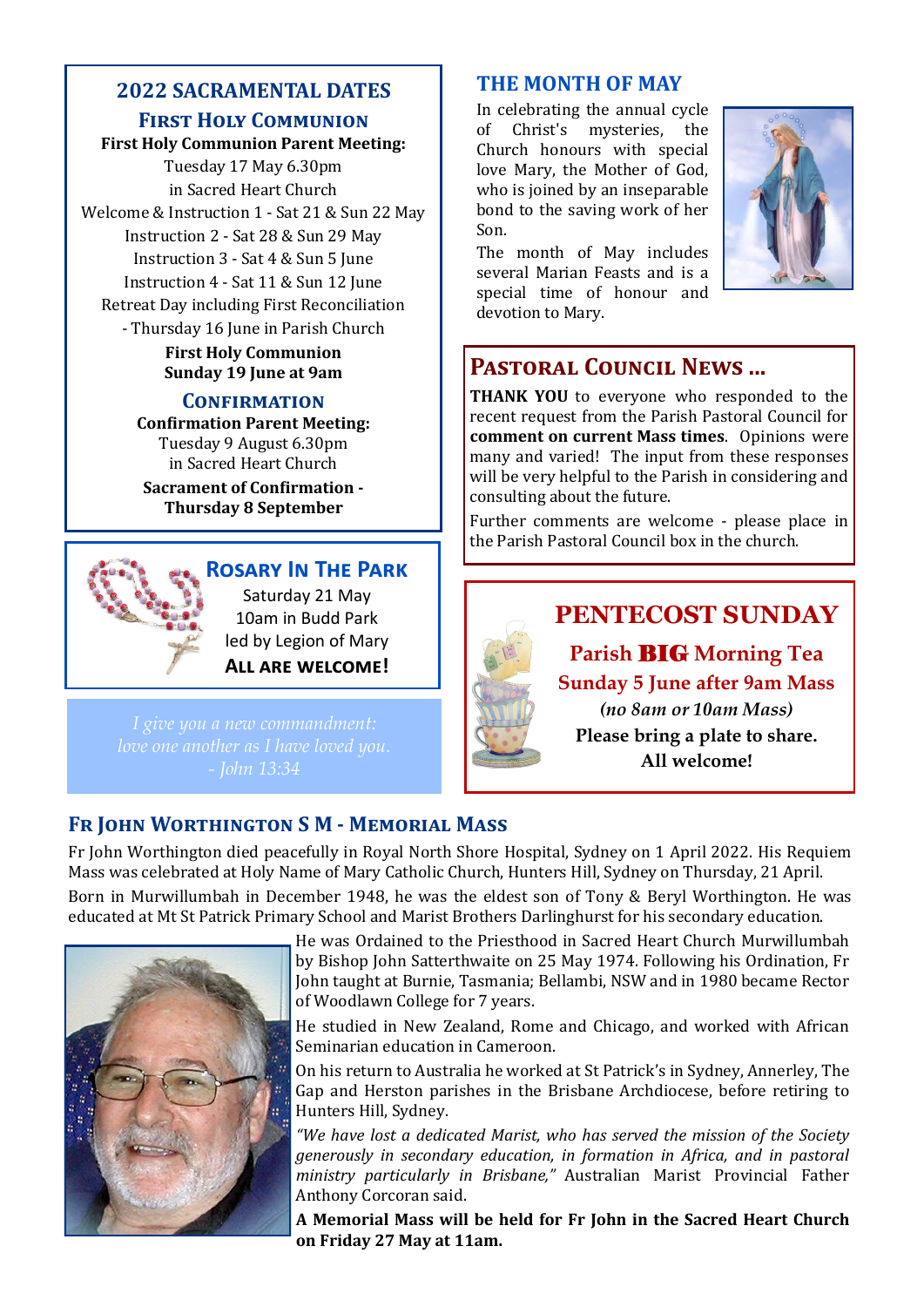## 2022 SACRAMENTAL DATES

### First Holy Communion

**First Holy Communion Parent Meeting:**
Tuesday 17 May 6.30pm
in Sacred Heart Church

Welcome & Instruction 1 - Sat 21 & Sun 22 May
Instruction 2 - Sat 28 & Sun 29 May
Instruction 3 - Sat 4 & Sun 5 June
Instruction 4 - Sat 11 & Sun 12 June
Retreat Day including First Reconciliation - Thursday 16 June in Parish Church

**First Holy Communion**
**Sunday 19 June at 9am**

### Confirmation

**Confirmation Parent Meeting:**
Tuesday 9 August 6.30pm
in Sacred Heart Church

**Sacrament of Confirmation - Thursday 8 September**

### Rosary In The Park

Saturday 21 May
10am in Budd Park
led by Legion of Mary

**ALL ARE WELCOME!**

*I give you a new commandment:*
*love one another as I have loved you.*
*- John 13:34*

## THE MONTH OF MAY

In celebrating the annual cycle of Christ's mysteries, the Church honours with special love Mary, the Mother of God, who is joined by an inseparable bond to the saving work of her Son.

The month of May includes several Marian Feasts and is a special time of honour and devotion to Mary.

## Pastoral Council News ...

**THANK YOU** to everyone who responded to the recent request from the Parish Pastoral Council for **comment on current Mass times**. Opinions were many and varied! The input from these responses will be very helpful to the Parish in considering and consulting about the future.

Further comments are welcome - please place in the Parish Pastoral Council box in the church.

## PENTECOST SUNDAY

**Parish BIG Morning Tea**
**Sunday 5 June after 9am Mass**
***(no 8am or 10am Mass)***
**Please bring a plate to share.**
**All welcome!**

## Fr John Worthington S M - Memorial Mass

Fr John Worthington died peacefully in Royal North Shore Hospital, Sydney on 1 April 2022. His Requiem Mass was celebrated at Holy Name of Mary Catholic Church, Hunters Hill, Sydney on Thursday, 21 April.

Born in Murwillumbah in December 1948, he was the eldest son of Tony & Beryl Worthington. He was educated at Mt St Patrick Primary School and Marist Brothers Darlinghurst for his secondary education.

He was Ordained to the Priesthood in Sacred Heart Church Murwillumbah by Bishop John Satterthwaite on 25 May 1974. Following his Ordination, Fr John taught at Burnie, Tasmania; Bellambi, NSW and in 1980 became Rector of Woodlawn College for 7 years.

He studied in New Zealand, Rome and Chicago, and worked with African Seminarian education in Cameroon.

On his return to Australia he worked at St Patrick's in Sydney, Annerley, The Gap and Herston parishes in the Brisbane Archdiocese, before retiring to Hunters Hill, Sydney.

*"We have lost a dedicated Marist, who has served the mission of the Society generously in secondary education, in formation in Africa, and in pastoral ministry particularly in Brisbane,"* Australian Marist Provincial Father Anthony Corcoran said.

**A Memorial Mass will be held for Fr John in the Sacred Heart Church on Friday 27 May at 11am.**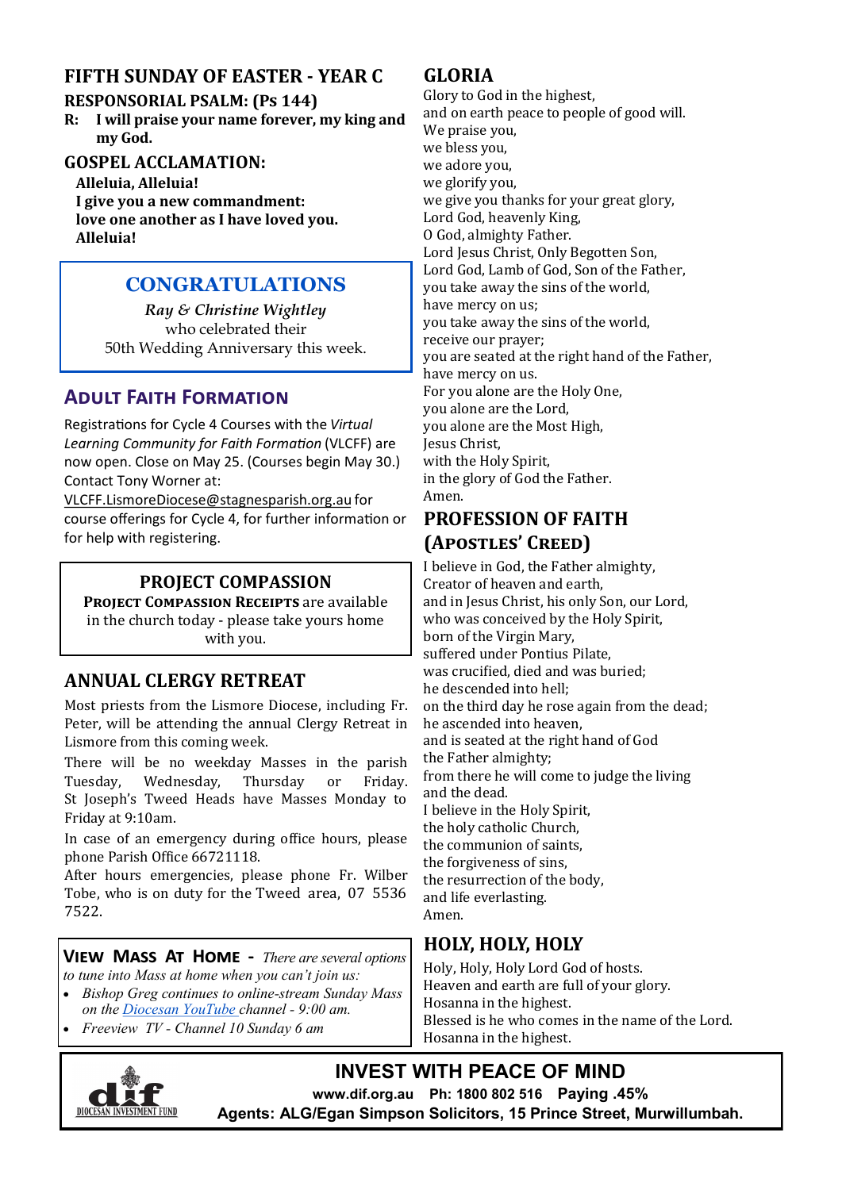## FIFTH SUNDAY OF EASTER - YEAR C

### RESPONSORIAL PSALM: (Ps 144)

**R: I will praise your name forever, my king and my God.**

### GOSPEL ACCLAMATION:

**Alleluia, Alleluia!**
**I give you a new commandment:**
**love one another as I have loved you.**
**Alleluia!**

## CONGRATULATIONS

*Ray & Christine Wightley*
who celebrated their
50th Wedding Anniversary this week.

## ADULT FAITH FORMATION

Registrations for Cycle 4 Courses with the *Virtual Learning Community for Faith Formation* (VLCFF) are now open. Close on May 25. (Courses begin May 30.) Contact Tony Worner at: VLCFF.LismoreDiocese@stagnesparish.org.au for course offerings for Cycle 4, for further information or for help with registering.

## PROJECT COMPASSION

**PROJECT COMPASSION RECEIPTS** are available in the church today - please take yours home with you.

## ANNUAL CLERGY RETREAT

Most priests from the Lismore Diocese, including Fr. Peter, will be attending the annual Clergy Retreat in Lismore from this coming week.

There will be no weekday Masses in the parish Tuesday, Wednesday, Thursday or Friday. St Joseph's Tweed Heads have Masses Monday to Friday at 9:10am.

In case of an emergency during office hours, please phone Parish Office 66721118.

After hours emergencies, please phone Fr. Wilber Tobe, who is on duty for the Tweed area, 07 5536 7522.

**VIEW MASS AT HOME -** *There are several options to tune into Mass at home when you can't join us:*

- *Bishop Greg continues to online-stream Sunday Mass on the Diocesan YouTube channel - 9:00 am.*
- *Freeview TV - Channel 10 Sunday 6 am*

## GLORIA

Glory to God in the highest,
and on earth peace to people of good will.
We praise you,
we bless you,
we adore you,
we glorify you,
we give you thanks for your great glory,
Lord God, heavenly King,
O God, almighty Father.
Lord Jesus Christ, Only Begotten Son,
Lord God, Lamb of God, Son of the Father,
you take away the sins of the world,
have mercy on us;
you take away the sins of the world,
receive our prayer;
you are seated at the right hand of the Father,
have mercy on us.
For you alone are the Holy One,
you alone are the Lord,
you alone are the Most High,
Jesus Christ,
with the Holy Spirit,
in the glory of God the Father.
Amen.

## PROFESSION OF FAITH (APOSTLES' CREED)

I believe in God, the Father almighty,
Creator of heaven and earth,
and in Jesus Christ, his only Son, our Lord,
who was conceived by the Holy Spirit,
born of the Virgin Mary,
suffered under Pontius Pilate,
was crucified, died and was buried;
he descended into hell;
on the third day he rose again from the dead;
he ascended into heaven,
and is seated at the right hand of God
the Father almighty;
from there he will come to judge the living
and the dead.
I believe in the Holy Spirit,
the holy catholic Church,
the communion of saints,
the forgiveness of sins,
the resurrection of the body,
and life everlasting.
Amen.

## HOLY, HOLY, HOLY

Holy, Holy, Holy Lord God of hosts.
Heaven and earth are full of your glory.
Hosanna in the highest.
Blessed is he who comes in the name of the Lord.
Hosanna in the highest.

DIOCESAN INVESTMENT FUND

## INVEST WITH PEACE OF MIND

**www.dif.org.au Ph: 1800 802 516 Paying .45%**
**Agents: ALG/Egan Simpson Solicitors, 15 Prince Street, Murwillumbah.**